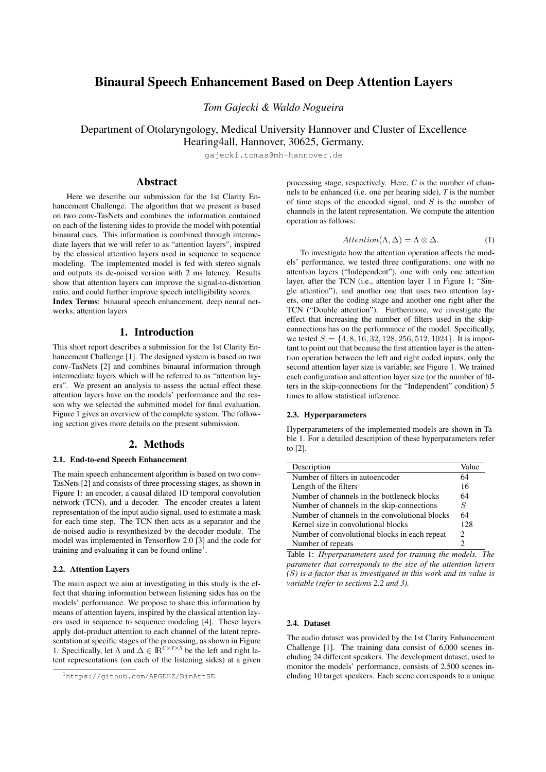# Binaural Speech Enhancement Based on Deep Attention Layers

*Tom Gajecki & Waldo Nogueira*

Department of Otolaryngology, Medical University Hannover and Cluster of Excellence Hearing4all, Hannover, 30625, Germany.

gajecki.tomas@mh-hannover.de

## Abstract

Here we describe our submission for the 1st Clarity Enhancement Challenge. The algorithm that we present is based on two conv-TasNets and combines the information contained on each of the listening sides to provide the model with potential binaural cues. This information is combined through intermediate layers that we will refer to as "attention layers", inspired by the classical attention layers used in sequence to sequence modeling. The implemented model is fed with stereo signals and outputs its de-noised version with 2 ms latency. Results show that attention layers can improve the signal-to-distortion ratio, and could further improve speech intelligibility scores.

**Index Terms**: binaural speech enhancement, deep neural networks, attention layers

## 1. Introduction

This short report describes a submission for the 1st Clarity Enhancement Challenge [1]. The designed system is based on two conv-TasNets [2] and combines binaural information through intermediate layers which will be referred to as "attention layers". We present an analysis to assess the actual effect these attention layers have on the models' performance and the reason why we selected the submitted model for final evaluation. Figure 1 gives an overview of the complete system. The following section gives more details on the present submission.

## 2. Methods

### 2.1. End-to-end Speech Enhancement

The main speech enhancement algorithm is based on two conv-TasNets [2] and consists of three processing stages, as shown in Figure 1: an encoder, a causal dilated 1D temporal convolution network (TCN), and a decoder. The encoder creates a latent representation of the input audio signal, used to estimate a mask for each time step. The TCN then acts as a separator and the de-noised audio is resynthesized by the decoder module. The model was implemented in Tensorflow 2.0 [3] and the code for training and evaluating it can be found online[1].

### 2.2. Attention Layers

The main aspect we aim at investigating in this study is the effect that sharing information between listening sides has on the models' performance. We propose to share this information by means of attention layers, inspired by the classical attention layers used in sequence to sequence modeling [4]. These layers apply dot-product attention to each channel of the latent representation at specific stages of the processing, as shown in Figure 1. Specifically, let $\Lambda$ and $\Delta \in \mathbb{R}^{C \times T \times S}$ be the left and right latent representations (on each of the listening sides) at a given processing stage, respectively. Here, $C$ is the number of channels to be enhanced (i.e. one per hearing side), $T$ is the number of time steps of the encoded signal, and $S$ is the number of channels in the latent representation. We compute the attention operation as follows:

$$Attention(\Lambda, \Delta) = \Lambda \otimes \Delta. \tag{1}$$

To investigate how the attention operation affects the models' performance, we tested three configurations; one with no attention layers ("Independent"), one with only one attention layer, after the TCN (i.e., attention layer 1 in Figure 1; "Single attention"), and another one that uses two attention layers, one after the coding stage and another one right after the TCN ("Double attention"). Furthermore, we investigate the effect that increasing the number of filters used in the skip-connections has on the performance of the model. Specifically, we tested $S = \{4, 8, 16, 32, 128, 256, 512, 1024\}$. It is important to point out that because the first attention layer is the attention operation between the left and right coded inputs, only the second attention layer size is variable; see Figure 1. We trained each configuration and attention layer size (or the number of filters in the skip-connections for the "Independent" condition) 5 times to allow statistical inference.

### 2.3. Hyperparameters

Hyperparameters of the implemented models are shown in Table 1. For a detailed description of these hyperparameters refer to [2].

| Description | Value |
|---|---|
| Number of filters in autoencoder | 64 |
| Length of the filters | 16 |
| Number of channels in the bottleneck blocks | 64 |
| Number of channels in the skip-connections | $S$ |
| Number of channels in the convolutional blocks | 64 |
| Kernel size in convolutional blocks | 128 |
| Number of convolutional blocks in each repeat | 2 |
| Number of repeats | 2 |

Table 1: *Hyperparameters used for training the models. The parameter that corresponds to the size of the attention layers ($S$) is a factor that is investigated in this work and its value is variable (refer to sections 2.2 and 3).*

### 2.4. Dataset

The audio dataset was provided by the 1st Clarity Enhancement Challenge [1]. The training data consist of 6,000 scenes including 24 different speakers. The development dataset, used to monitor the models' performance, consists of 2,500 scenes including 10 target speakers. Each scene corresponds to a unique

[1] https://github.com/APGDHZ/BinAttSE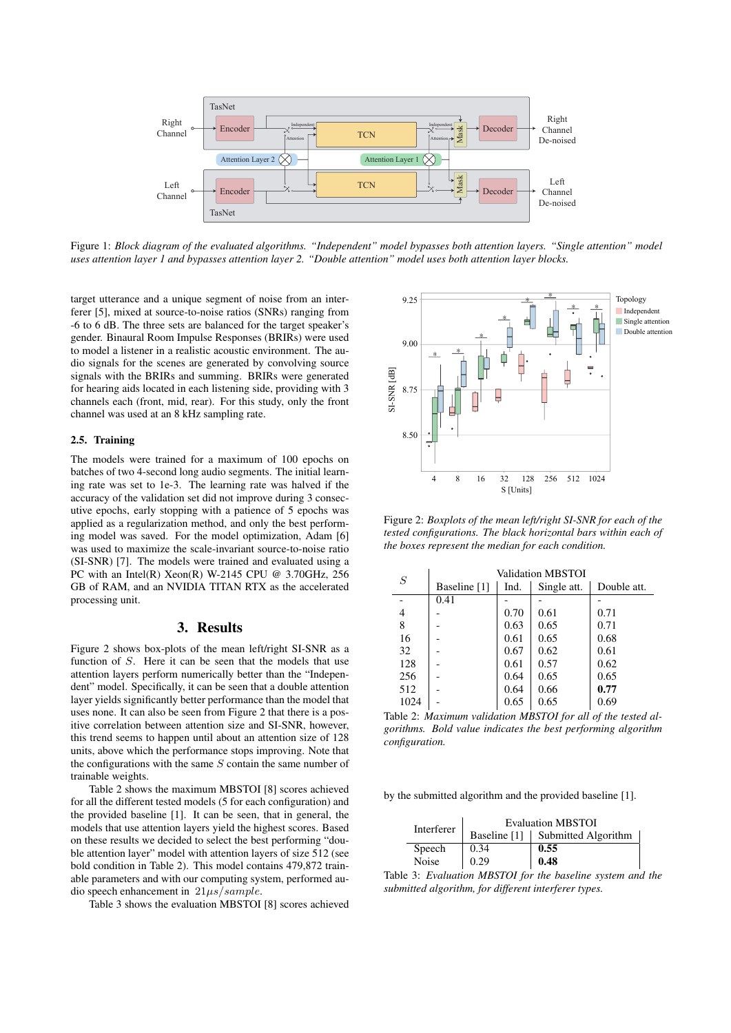Figure 1: *Block diagram of the evaluated algorithms. "Independent" model bypasses both attention layers. "Single attention" model uses attention layer 1 and bypasses attention layer 2. "Double attention" model uses both attention layer blocks.*

target utterance and a unique segment of noise from an interferer [5], mixed at source-to-noise ratios (SNRs) ranging from -6 to 6 dB. The three sets are balanced for the target speaker's gender. Binaural Room Impulse Responses (BRIRs) were used to model a listener in a realistic acoustic environment. The audio signals for the scenes are generated by convolving source signals with the BRIRs and summing. BRIRs were generated for hearing aids located in each listening side, providing with 3 channels each (front, mid, rear). For this study, only the front channel was used at an 8 kHz sampling rate.

### 2.5. Training

The models were trained for a maximum of 100 epochs on batches of two 4-second long audio segments. The initial learning rate was set to 1e-3. The learning rate was halved if the accuracy of the validation set did not improve during 3 consecutive epochs, early stopping with a patience of 5 epochs was applied as a regularization method, and only the best performing model was saved. For the model optimization, Adam [6] was used to maximize the scale-invariant source-to-noise ratio (SI-SNR) [7]. The models were trained and evaluated using a PC with an Intel(R) Xeon(R) W-2145 CPU @ 3.70GHz, 256 GB of RAM, and an NVIDIA TITAN RTX as the accelerated processing unit.

## 3. Results

Figure 2 shows box-plots of the mean left/right SI-SNR as a function of $S$. Here it can be seen that the models that use attention layers perform numerically better than the "Independent" model. Specifically, it can be seen that a double attention layer yields significantly better performance than the model that uses none. It can also be seen from Figure 2 that there is a positive correlation between attention size and SI-SNR, however, this trend seems to happen until about an attention size of 128 units, above which the performance stops improving. Note that the configurations with the same $S$ contain the same number of trainable weights.

Table 2 shows the maximum MBSTOI [8] scores achieved for all the different tested models (5 for each configuration) and the provided baseline [1]. It can be seen, that in general, the models that use attention layers yield the highest scores. Based on these results we decided to select the best performing "double attention layer" model with attention layers of size 512 (see bold condition in Table 2). This model contains 479,872 trainable parameters and with our computing system, performed audio speech enhancement in $21\mu s/sample$.

Table 3 shows the evaluation MBSTOI [8] scores achieved by the submitted algorithm and the provided baseline [1].

Figure 2: *Boxplots of the mean left/right SI-SNR for each of the tested configurations. The black horizontal bars within each of the boxes represent the median for each condition.*

| $S$ | Validation MBSTOI | | | |
|---|---|---|---|---|
| | Baseline [1] | Ind. | Single att. | Double att. |
| - | 0.41 | - | - | - |
| 4 | - | 0.70 | 0.61 | 0.71 |
| 8 | - | 0.63 | 0.65 | 0.71 |
| 16 | - | 0.61 | 0.65 | 0.68 |
| 32 | - | 0.67 | 0.62 | 0.61 |
| 128 | - | 0.61 | 0.57 | 0.62 |
| 256 | - | 0.64 | 0.65 | 0.65 |
| 512 | - | 0.64 | 0.66 | **0.77** |
| 1024 | - | 0.65 | 0.65 | 0.69 |

Table 2: *Maximum validation MBSTOI for all of the tested algorithms. Bold value indicates the best performing algorithm configuration.*

| Interferer | Evaluation MBSTOI | |
|---|---|---|
| | Baseline [1] | Submitted Algorithm |
| Speech | 0.34 | **0.55** |
| Noise | 0.29 | **0.48** |

Table 3: *Evaluation MBSTOI for the baseline system and the submitted algorithm, for different interferer types.*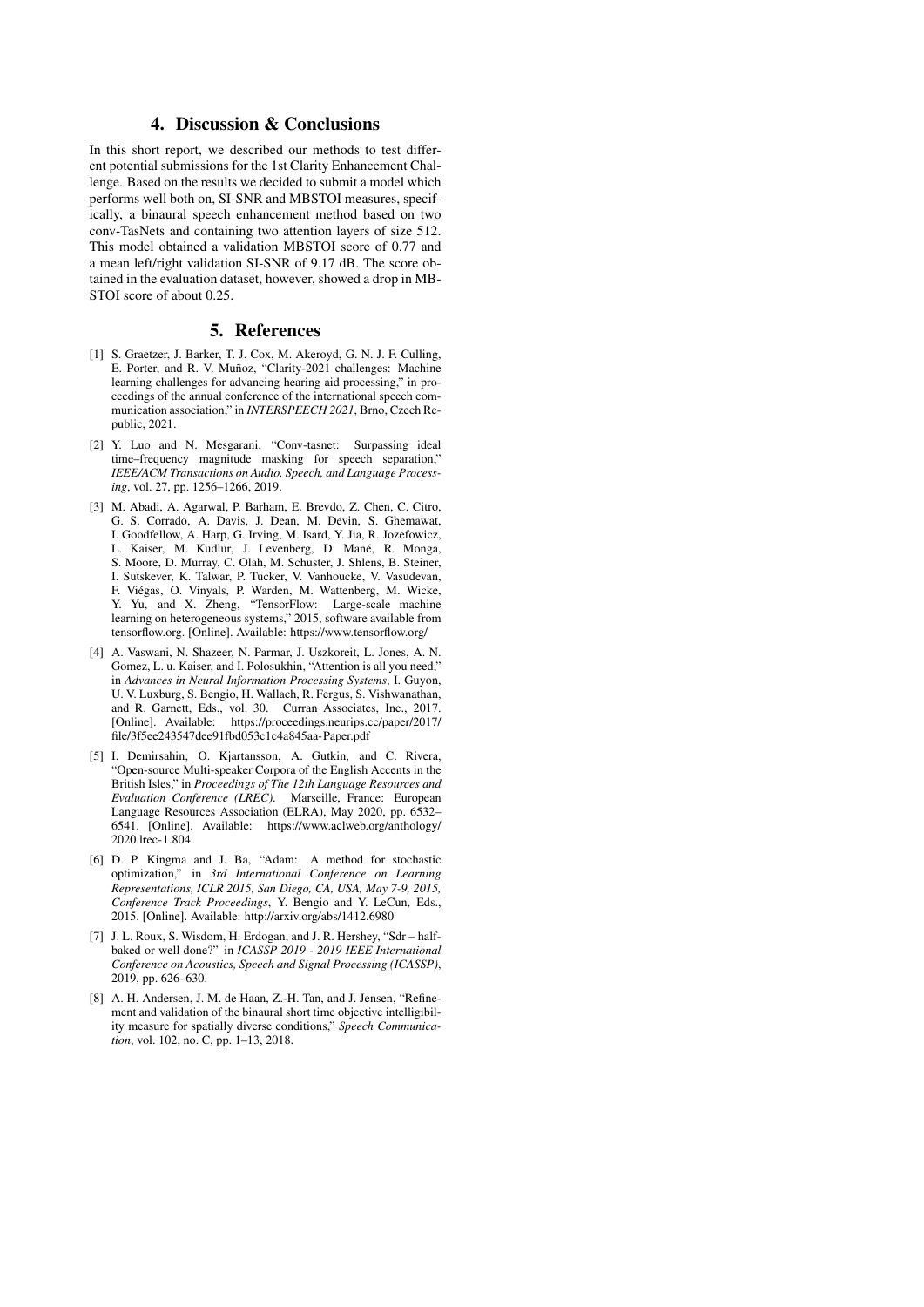## 4. Discussion & Conclusions

In this short report, we described our methods to test different potential submissions for the 1st Clarity Enhancement Challenge. Based on the results we decided to submit a model which performs well both on, SI-SNR and MBSTOI measures, specifically, a binaural speech enhancement method based on two conv-TasNets and containing two attention layers of size 512. This model obtained a validation MBSTOI score of 0.77 and a mean left/right validation SI-SNR of 9.17 dB. The score obtained in the evaluation dataset, however, showed a drop in MBSTOI score of about 0.25.

## 5. References

[1] S. Graetzer, J. Barker, T. J. Cox, M. Akeroyd, G. N. J. F. Culling, E. Porter, and R. V. Muñoz, "Clarity-2021 challenges: Machine learning challenges for advancing hearing aid processing," in proceedings of the annual conference of the international speech communication association," in *INTERSPEECH 2021*, Brno, Czech Republic, 2021.

[2] Y. Luo and N. Mesgarani, "Conv-tasnet: Surpassing ideal time–frequency magnitude masking for speech separation," *IEEE/ACM Transactions on Audio, Speech, and Language Processing*, vol. 27, pp. 1256–1266, 2019.

[3] M. Abadi, A. Agarwal, P. Barham, E. Brevdo, Z. Chen, C. Citro, G. S. Corrado, A. Davis, J. Dean, M. Devin, S. Ghemawat, I. Goodfellow, A. Harp, G. Irving, M. Isard, Y. Jia, R. Jozefowicz, L. Kaiser, M. Kudlur, J. Levenberg, D. Mané, R. Monga, S. Moore, D. Murray, C. Olah, M. Schuster, J. Shlens, B. Steiner, I. Sutskever, K. Talwar, P. Tucker, V. Vanhoucke, V. Vasudevan, F. Viégas, O. Vinyals, P. Warden, M. Wattenberg, M. Wicke, Y. Yu, and X. Zheng, "TensorFlow: Large-scale machine learning on heterogeneous systems," 2015, software available from tensorflow.org. [Online]. Available: https://www.tensorflow.org/

[4] A. Vaswani, N. Shazeer, N. Parmar, J. Uszkoreit, L. Jones, A. N. Gomez, L. u. Kaiser, and I. Polosukhin, "Attention is all you need," in *Advances in Neural Information Processing Systems*, I. Guyon, U. V. Luxburg, S. Bengio, H. Wallach, R. Fergus, S. Vishwanathan, and R. Garnett, Eds., vol. 30. Curran Associates, Inc., 2017. [Online]. Available: https://proceedings.neurips.cc/paper/2017/file/3f5ee243547dee91fbd053c1c4a845aa-Paper.pdf

[5] I. Demirsahin, O. Kjartansson, A. Gutkin, and C. Rivera, "Open-source Multi-speaker Corpora of the English Accents in the British Isles," in *Proceedings of The 12th Language Resources and Evaluation Conference (LREC)*. Marseille, France: European Language Resources Association (ELRA), May 2020, pp. 6532–6541. [Online]. Available: https://www.aclweb.org/anthology/2020.lrec-1.804

[6] D. P. Kingma and J. Ba, "Adam: A method for stochastic optimization," in *3rd International Conference on Learning Representations, ICLR 2015, San Diego, CA, USA, May 7-9, 2015, Conference Track Proceedings*, Y. Bengio and Y. LeCun, Eds., 2015. [Online]. Available: http://arxiv.org/abs/1412.6980

[7] J. L. Roux, S. Wisdom, H. Erdogan, and J. R. Hershey, "Sdr – half-baked or well done?" in *ICASSP 2019 - 2019 IEEE International Conference on Acoustics, Speech and Signal Processing (ICASSP)*, 2019, pp. 626–630.

[8] A. H. Andersen, J. M. de Haan, Z.-H. Tan, and J. Jensen, "Refinement and validation of the binaural short time objective intelligibility measure for spatially diverse conditions," *Speech Communication*, vol. 102, no. C, pp. 1–13, 2018.